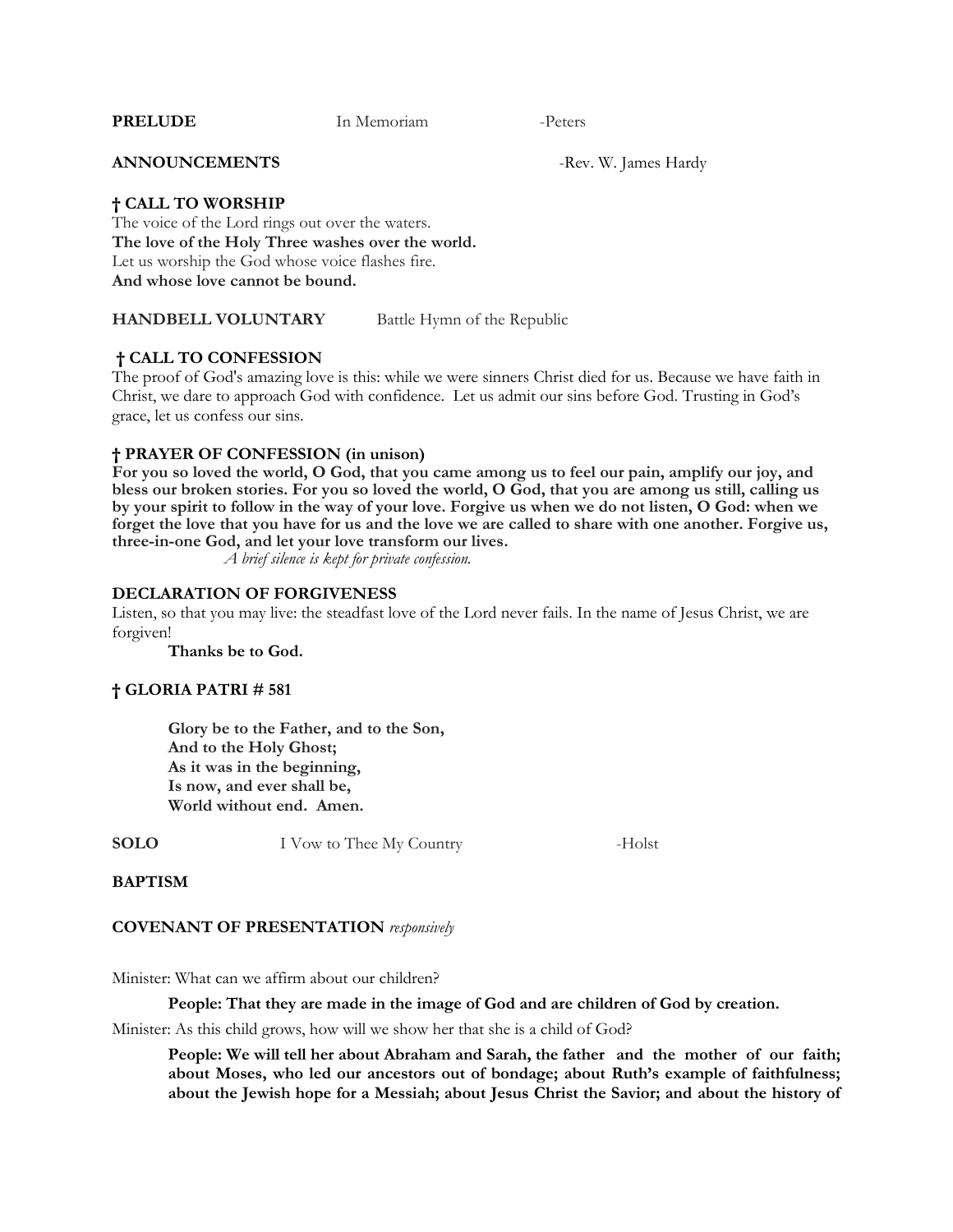**PRELUDE** In Memoriam -Peters

**ANNOUNCEMENTS** -Rev. W. James Hardy

**† CALL TO WORSHIP**

The voice of the Lord rings out over the waters.
**The love of the Holy Three washes over the world.**
Let us worship the God whose voice flashes fire.
**And whose love cannot be bound.**

**HANDBELL VOLUNTARY** Battle Hymn of the Republic

**† CALL TO CONFESSION**

The proof of God's amazing love is this: while we were sinners Christ died for us. Because we have faith in Christ, we dare to approach God with confidence. Let us admit our sins before God. Trusting in God's grace, let us confess our sins.

**† PRAYER OF CONFESSION (in unison)**

**For you so loved the world, O God, that you came among us to feel our pain, amplify our joy, and bless our broken stories. For you so loved the world, O God, that you are among us still, calling us by your spirit to follow in the way of your love. Forgive us when we do not listen, O God: when we forget the love that you have for us and the love we are called to share with one another. Forgive us, three-in-one God, and let your love transform our lives.**

*A brief silence is kept for private confession.*

**DECLARATION OF FORGIVENESS**

Listen, so that you may live: the steadfast love of the Lord never fails. In the name of Jesus Christ, we are forgiven!

**Thanks be to God.**

**† GLORIA PATRI # 581**

**Glory be to the Father, and to the Son,**
**And to the Holy Ghost;**
**As it was in the beginning,**
**Is now, and ever shall be,**
**World without end. Amen.**

**SOLO** I Vow to Thee My Country -Holst

**BAPTISM**

**COVENANT OF PRESENTATION** *responsively*

Minister: What can we affirm about our children?

**People: That they are made in the image of God and are children of God by creation.**

Minister: As this child grows, how will we show her that she is a child of God?

**People: We will tell her about Abraham and Sarah, the father and the mother of our faith; about Moses, who led our ancestors out of bondage; about Ruth's example of faithfulness; about the Jewish hope for a Messiah; about Jesus Christ the Savior; and about the history of**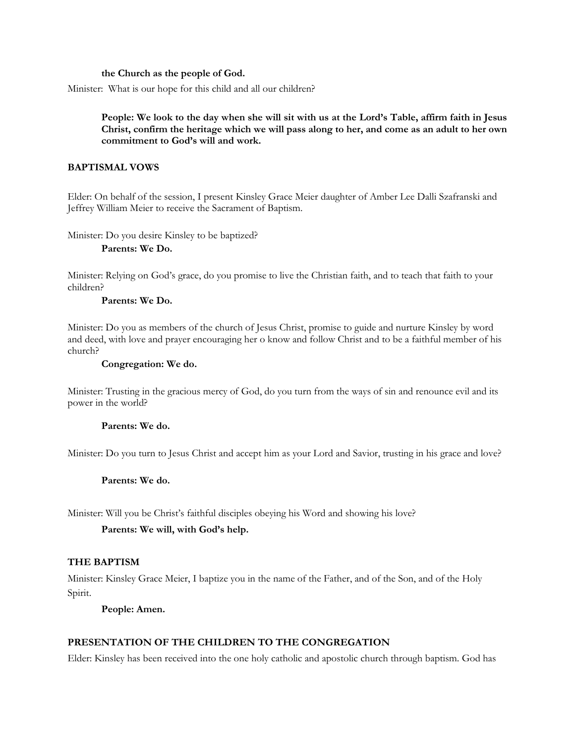**the Church as the people of God.**

Minister: What is our hope for this child and all our children?

> **People: We look to the day when she will sit with us at the Lord's Table, affirm faith in Jesus Christ, confirm the heritage which we will pass along to her, and come as an adult to her own commitment to God's will and work.**

### BAPTISMAL VOWS

Elder: On behalf of the session, I present Kinsley Grace Meier daughter of Amber Lee Dalli Szafranski and Jeffrey William Meier to receive the Sacrament of Baptism.

Minister: Do you desire Kinsley to be baptized?

> **Parents: We Do.**

Minister: Relying on God's grace, do you promise to live the Christian faith, and to teach that faith to your children?

> **Parents: We Do.**

Minister: Do you as members of the church of Jesus Christ, promise to guide and nurture Kinsley by word and deed, with love and prayer encouraging her o know and follow Christ and to be a faithful member of his church?

> **Congregation: We do.**

Minister: Trusting in the gracious mercy of God, do you turn from the ways of sin and renounce evil and its power in the world?

> **Parents: We do.**

Minister: Do you turn to Jesus Christ and accept him as your Lord and Savior, trusting in his grace and love?

> **Parents: We do.**

Minister: Will you be Christ's faithful disciples obeying his Word and showing his love?

> **Parents: We will, with God's help.**

### THE BAPTISM

Minister: Kinsley Grace Meier, I baptize you in the name of the Father, and of the Son, and of the Holy Spirit.

> **People: Amen.**

### PRESENTATION OF THE CHILDREN TO THE CONGREGATION

Elder: Kinsley has been received into the one holy catholic and apostolic church through baptism. God has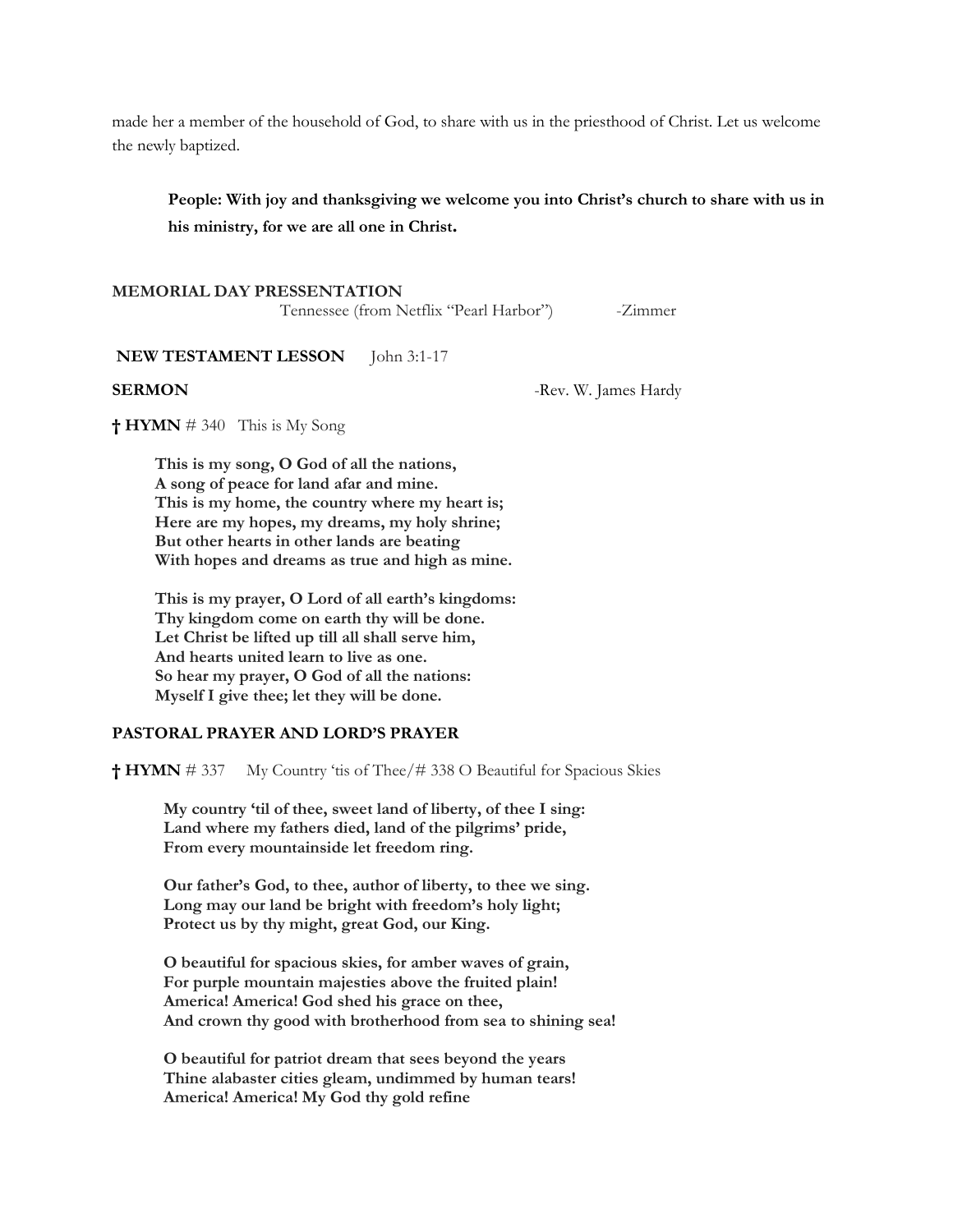made her a member of the household of God, to share with us in the priesthood of Christ. Let us welcome the newly baptized.

> **People: With joy and thanksgiving we welcome you into Christ's church to share with us in his ministry, for we are all one in Christ.**

**MEMORIAL DAY PRESENTATION**
Tennessee (from Netflix "Pearl Harbor") -Zimmer

**NEW TESTAMENT LESSON** John 3:1-17

**SERMON** -Rev. W. James Hardy

**† HYMN** # 340 This is My Song

**This is my song, O God of all the nations,**
**A song of peace for land afar and mine.**
**This is my home, the country where my heart is;**
**Here are my hopes, my dreams, my holy shrine;**
**But other hearts in other lands are beating**
**With hopes and dreams as true and high as mine.**

**This is my prayer, O Lord of all earth's kingdoms:**
**Thy kingdom come on earth thy will be done.**
**Let Christ be lifted up till all shall serve him,**
**And hearts united learn to live as one.**
**So hear my prayer, O God of all the nations:**
**Myself I give thee; let they will be done.**

**PASTORAL PRAYER AND LORD'S PRAYER**

**† HYMN** # 337 My Country 'tis of Thee/# 338 O Beautiful for Spacious Skies

**My country 'til of thee, sweet land of liberty, of thee I sing:**
**Land where my fathers died, land of the pilgrims' pride,**
**From every mountainside let freedom ring.**

**Our father's God, to thee, author of liberty, to thee we sing.**
**Long may our land be bright with freedom's holy light;**
**Protect us by thy might, great God, our King.**

**O beautiful for spacious skies, for amber waves of grain,**
**For purple mountain majesties above the fruited plain!**
**America! America! God shed his grace on thee,**
**And crown thy good with brotherhood from sea to shining sea!**

**O beautiful for patriot dream that sees beyond the years**
**Thine alabaster cities gleam, undimmed by human tears!**
**America! America! My God thy gold refine**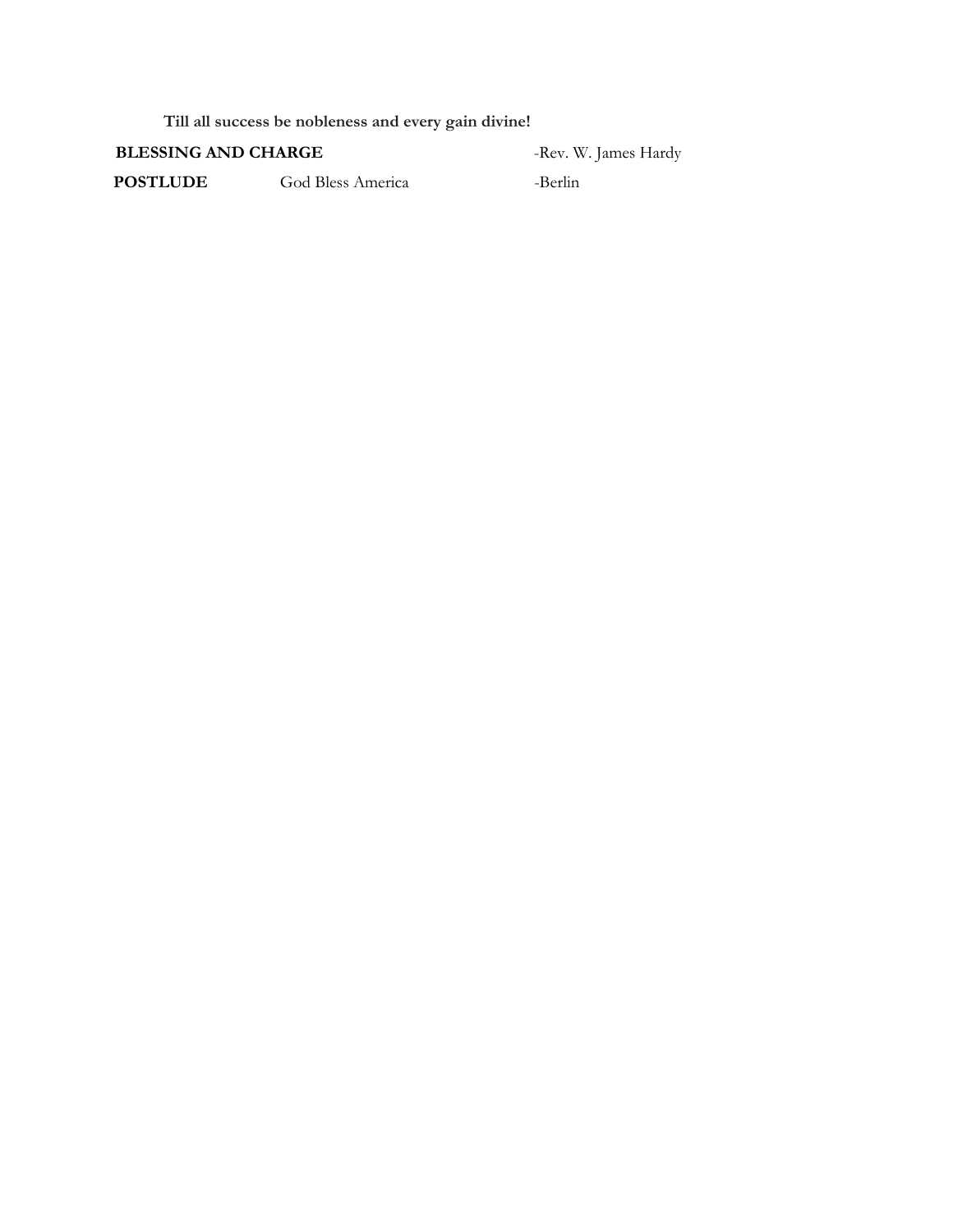**Till all success be nobleness and every gain divine!**

**BLESSING AND CHARGE** -Rev. W. James Hardy

**POSTLUDE** God Bless America -Berlin